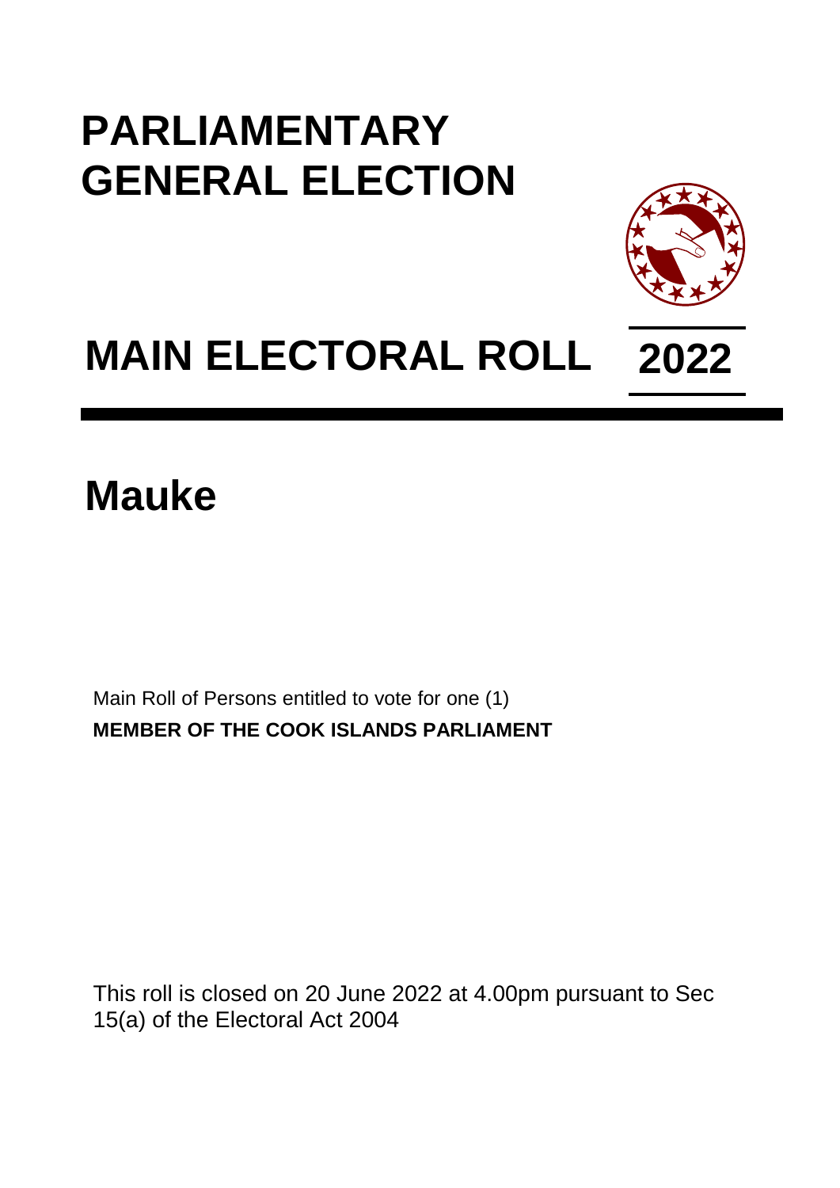# PARLIAMENTARY GENERAL ELECTION

# MAIN ELECTORAL ROLL 2022

# Mauke

Main Roll of Persons entitled to vote for one (1)
**MEMBER OF THE COOK ISLANDS PARLIAMENT**

This roll is closed on 20 June 2022 at 4.00pm pursuant to Sec 15(a) of the Electoral Act 2004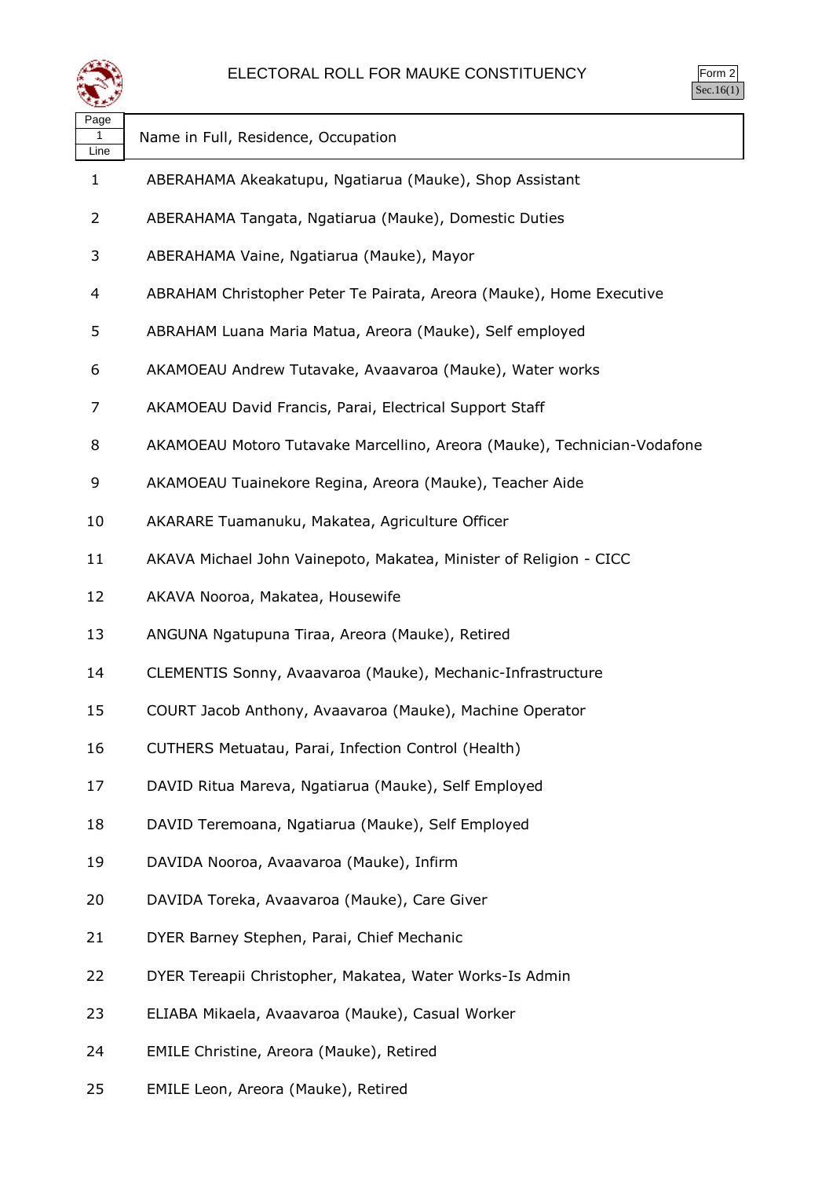# ELECTORAL ROLL FOR MAUKE CONSTITUENCY

Form 2
Sec.16(1)

| Page 1 Line | Name in Full, Residence, Occupation |
|---|---|
| 1 | ABERAHAMA Akeakatupu, Ngatiarua (Mauke), Shop Assistant |
| 2 | ABERAHAMA Tangata, Ngatiarua (Mauke), Domestic Duties |
| 3 | ABERAHAMA Vaine, Ngatiarua (Mauke), Mayor |
| 4 | ABRAHAM Christopher Peter Te Pairata, Areora (Mauke), Home Executive |
| 5 | ABRAHAM Luana Maria Matua, Areora (Mauke), Self employed |
| 6 | AKAMOEAU Andrew Tutavake, Avaavaroa (Mauke), Water works |
| 7 | AKAMOEAU David Francis, Parai, Electrical Support Staff |
| 8 | AKAMOEAU Motoro Tutavake Marcellino, Areora (Mauke), Technician-Vodafone |
| 9 | AKAMOEAU Tuainekore Regina, Areora (Mauke), Teacher Aide |
| 10 | AKARARE Tuamanuku, Makatea, Agriculture Officer |
| 11 | AKAVA Michael John Vainepoto, Makatea, Minister of Religion - CICC |
| 12 | AKAVA Nooroa, Makatea, Housewife |
| 13 | ANGUNA Ngatupuna Tiraa, Areora (Mauke), Retired |
| 14 | CLEMENTIS Sonny, Avaavaroa (Mauke), Mechanic-Infrastructure |
| 15 | COURT Jacob Anthony, Avaavaroa (Mauke), Machine Operator |
| 16 | CUTHERS Metuatau, Parai, Infection Control (Health) |
| 17 | DAVID Ritua Mareva, Ngatiarua (Mauke), Self Employed |
| 18 | DAVID Teremoana, Ngatiarua (Mauke), Self Employed |
| 19 | DAVIDA Nooroa, Avaavaroa (Mauke), Infirm |
| 20 | DAVIDA Toreka, Avaavaroa (Mauke), Care Giver |
| 21 | DYER Barney Stephen, Parai, Chief Mechanic |
| 22 | DYER Tereapii Christopher, Makatea, Water Works-Is Admin |
| 23 | ELIABA Mikaela, Avaavaroa (Mauke), Casual Worker |
| 24 | EMILE Christine, Areora (Mauke), Retired |
| 25 | EMILE Leon, Areora (Mauke), Retired |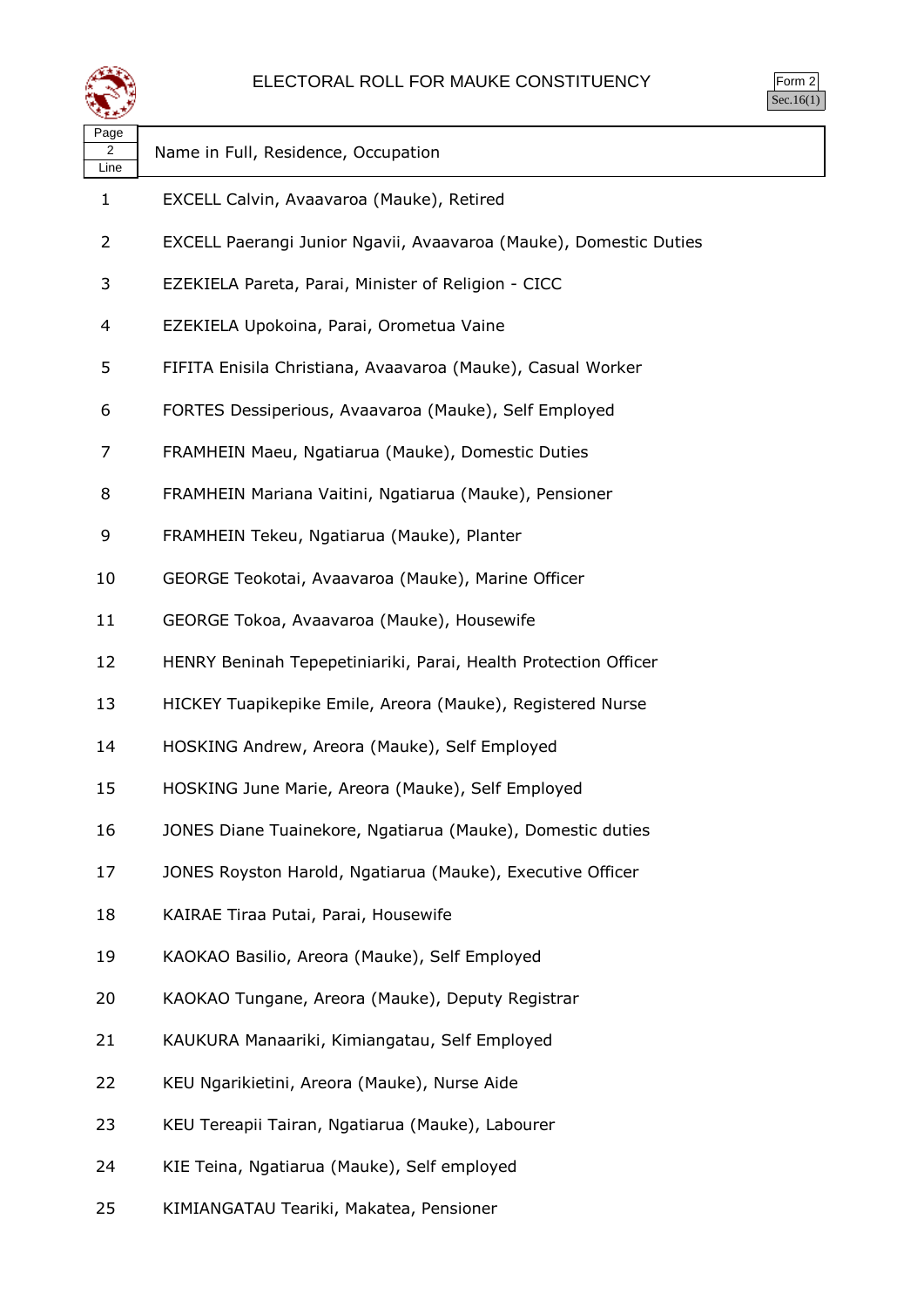# ELECTORAL ROLL FOR MAUKE CONSTITUENCY

Form 2
Sec.16(1)

| Page 2 Line | Name in Full, Residence, Occupation |
|---|---|
| 1 | EXCELL Calvin, Avaavaroa (Mauke), Retired |
| 2 | EXCELL Paerangi Junior Ngavii, Avaavaroa (Mauke), Domestic Duties |
| 3 | EZEKIELA Pareta, Parai, Minister of Religion - CICC |
| 4 | EZEKIELA Upokoina, Parai, Orometua Vaine |
| 5 | FIFITA Enisila Christiana, Avaavaroa (Mauke), Casual Worker |
| 6 | FORTES Dessiperious, Avaavaroa (Mauke), Self Employed |
| 7 | FRAMHEIN Maeu, Ngatiarua (Mauke), Domestic Duties |
| 8 | FRAMHEIN Mariana Vaitini, Ngatiarua (Mauke), Pensioner |
| 9 | FRAMHEIN Tekeu, Ngatiarua (Mauke), Planter |
| 10 | GEORGE Teokotai, Avaavaroa (Mauke), Marine Officer |
| 11 | GEORGE Tokoa, Avaavaroa (Mauke), Housewife |
| 12 | HENRY Beninah Tepepetiniariki, Parai, Health Protection Officer |
| 13 | HICKEY Tuapikepike Emile, Areora (Mauke), Registered Nurse |
| 14 | HOSKING Andrew, Areora (Mauke), Self Employed |
| 15 | HOSKING June Marie, Areora (Mauke), Self Employed |
| 16 | JONES Diane Tuainekore, Ngatiarua (Mauke), Domestic duties |
| 17 | JONES Royston Harold, Ngatiarua (Mauke), Executive Officer |
| 18 | KAIRAE Tiraa Putai, Parai, Housewife |
| 19 | KAOKAO Basilio, Areora (Mauke), Self Employed |
| 20 | KAOKAO Tungane, Areora (Mauke), Deputy Registrar |
| 21 | KAUKURA Manaariki, Kimiangatau, Self Employed |
| 22 | KEU Ngarikietini, Areora (Mauke), Nurse Aide |
| 23 | KEU Tereapii Tairan, Ngatiarua (Mauke), Labourer |
| 24 | KIE Teina, Ngatiarua (Mauke), Self employed |
| 25 | KIMIANGATAU Teariki, Makatea, Pensioner |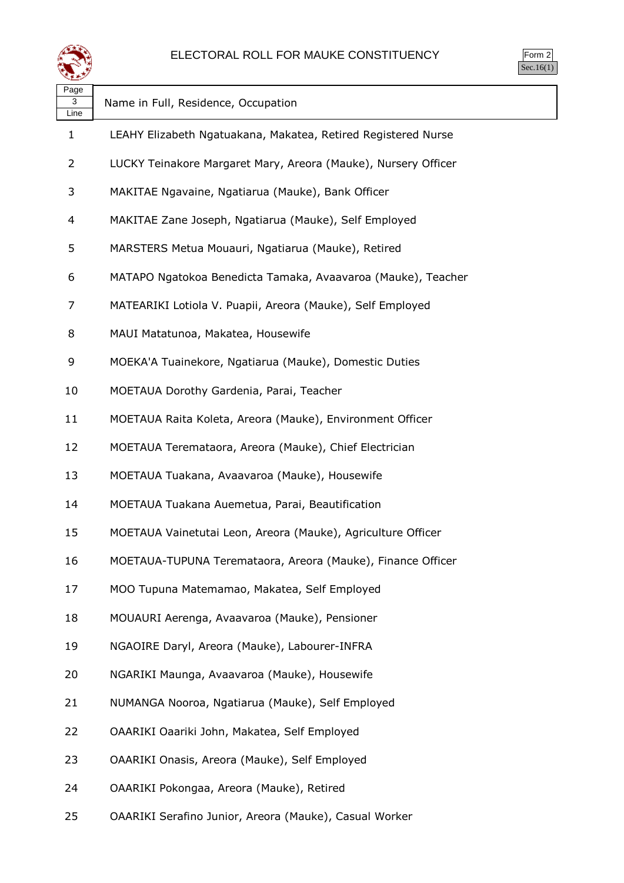# ELECTORAL ROLL FOR MAUKE CONSTITUENCY

Form 2
Sec.16(1)

| Page 3 Line | Name in Full, Residence, Occupation |
|---|---|
| 1 | LEAHY Elizabeth Ngatuakana, Makatea, Retired Registered Nurse |
| 2 | LUCKY Teinakore Margaret Mary, Areora (Mauke), Nursery Officer |
| 3 | MAKITAE Ngavaine, Ngatiarua (Mauke), Bank Officer |
| 4 | MAKITAE Zane Joseph, Ngatiarua (Mauke), Self Employed |
| 5 | MARSTERS Metua Mouauri, Ngatiarua (Mauke), Retired |
| 6 | MATAPO Ngatokoa Benedicta Tamaka, Avaavaroa (Mauke), Teacher |
| 7 | MATEARIKI Lotiola V. Puapii, Areora (Mauke), Self Employed |
| 8 | MAUI Matatunoa, Makatea, Housewife |
| 9 | MOEKA'A Tuainekore, Ngatiarua (Mauke), Domestic Duties |
| 10 | MOETAUA Dorothy Gardenia, Parai, Teacher |
| 11 | MOETAUA Raita Koleta, Areora (Mauke), Environment Officer |
| 12 | MOETAUA Teremataora, Areora (Mauke), Chief Electrician |
| 13 | MOETAUA Tuakana, Avaavaroa (Mauke), Housewife |
| 14 | MOETAUA Tuakana Auemetua, Parai, Beautification |
| 15 | MOETAUA Vainetutai Leon, Areora (Mauke), Agriculture Officer |
| 16 | MOETAUA-TUPUNA Teremataora, Areora (Mauke), Finance Officer |
| 17 | MOO Tupuna Matemamao, Makatea, Self Employed |
| 18 | MOUAURI Aerenga, Avaavaroa (Mauke), Pensioner |
| 19 | NGAOIRE Daryl, Areora (Mauke), Labourer-INFRA |
| 20 | NGARIKI Maunga, Avaavaroa (Mauke), Housewife |
| 21 | NUMANGA Nooroa, Ngatiarua (Mauke), Self Employed |
| 22 | OAARIKI Oaariki John, Makatea, Self Employed |
| 23 | OAARIKI Onasis, Areora (Mauke), Self Employed |
| 24 | OAARIKI Pokongaa, Areora (Mauke), Retired |
| 25 | OAARIKI Serafino Junior, Areora (Mauke), Casual Worker |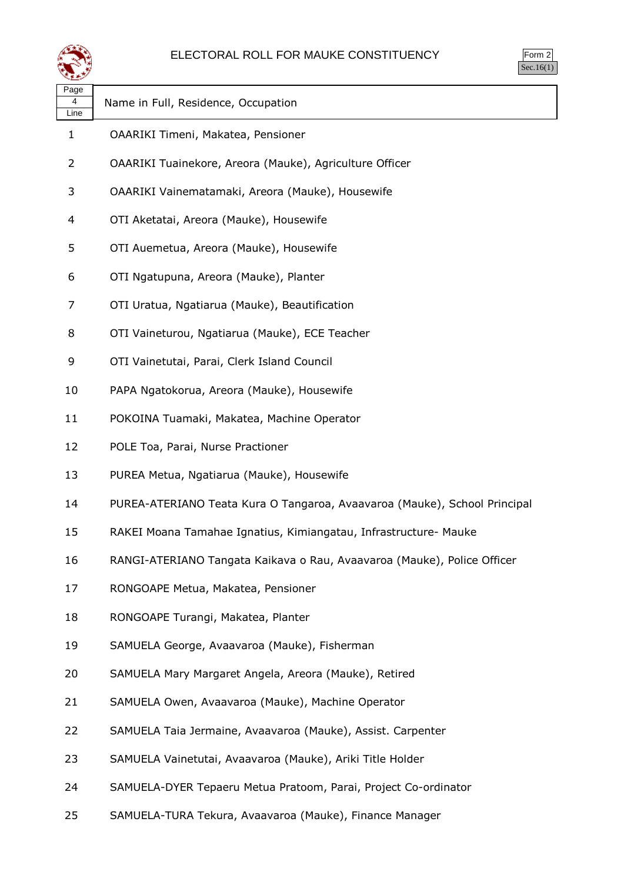# ELECTORAL ROLL FOR MAUKE CONSTITUENCY

Form 2
Sec.16(1)

| Page 4 Line | Name in Full, Residence, Occupation |
|---|---|
| 1 | OAARIKI Timeni, Makatea, Pensioner |
| 2 | OAARIKI Tuainekore, Areora (Mauke), Agriculture Officer |
| 3 | OAARIKI Vainematamaki, Areora (Mauke), Housewife |
| 4 | OTI Aketatai, Areora (Mauke), Housewife |
| 5 | OTI Auemetua, Areora (Mauke), Housewife |
| 6 | OTI Ngatupuna, Areora (Mauke), Planter |
| 7 | OTI Uratua, Ngatiarua (Mauke), Beautification |
| 8 | OTI Vaineturou, Ngatiarua (Mauke), ECE Teacher |
| 9 | OTI Vainetutai, Parai, Clerk Island Council |
| 10 | PAPA Ngatokorua, Areora (Mauke), Housewife |
| 11 | POKOINA Tuamaki, Makatea, Machine Operator |
| 12 | POLE Toa, Parai, Nurse Practioner |
| 13 | PUREA Metua, Ngatiarua (Mauke), Housewife |
| 14 | PUREA-ATERIANO Teata Kura O Tangaroa, Avaavaroa (Mauke), School Principal |
| 15 | RAKEI Moana Tamahae Ignatius, Kimiangatau, Infrastructure- Mauke |
| 16 | RANGI-ATERIANO Tangata Kaikava o Rau, Avaavaroa (Mauke), Police Officer |
| 17 | RONGOAPE Metua, Makatea, Pensioner |
| 18 | RONGOAPE Turangi, Makatea, Planter |
| 19 | SAMUELA George, Avaavaroa (Mauke), Fisherman |
| 20 | SAMUELA Mary Margaret Angela, Areora (Mauke), Retired |
| 21 | SAMUELA Owen, Avaavaroa (Mauke), Machine Operator |
| 22 | SAMUELA Taia Jermaine, Avaavaroa (Mauke), Assist. Carpenter |
| 23 | SAMUELA Vainetutai, Avaavaroa (Mauke), Ariki Title Holder |
| 24 | SAMUELA-DYER Tepaeru Metua Pratoom, Parai, Project Co-ordinator |
| 25 | SAMUELA-TURA Tekura, Avaavaroa (Mauke), Finance Manager |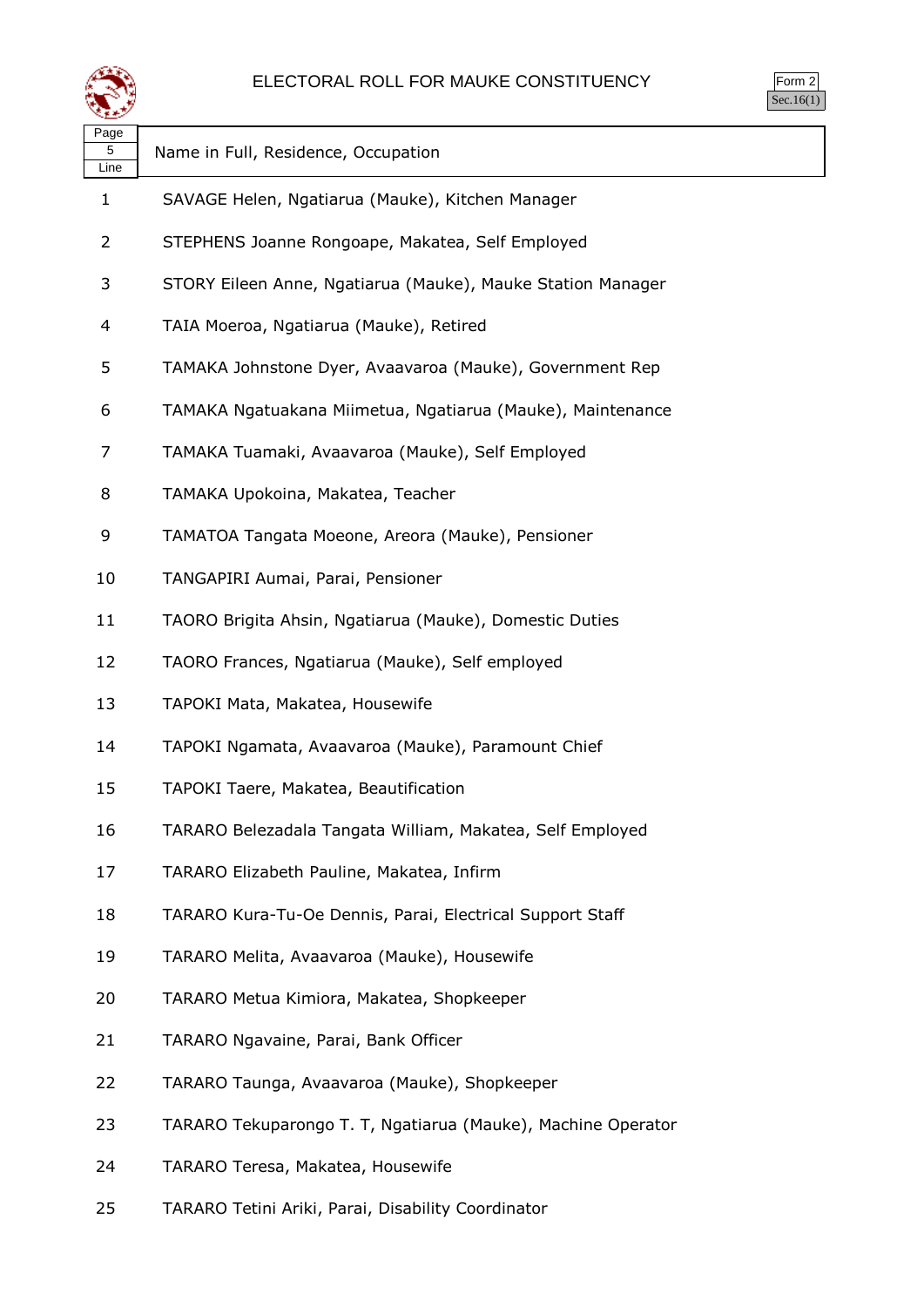# ELECTORAL ROLL FOR MAUKE CONSTITUENCY

Form 2
Sec.16(1)

| Page 5 Line | Name in Full, Residence, Occupation |
|---|---|
| 1 | SAVAGE Helen, Ngatiarua (Mauke), Kitchen Manager |
| 2 | STEPHENS Joanne Rongoape, Makatea, Self Employed |
| 3 | STORY Eileen Anne, Ngatiarua (Mauke), Mauke Station Manager |
| 4 | TAIA Moeroa, Ngatiarua (Mauke), Retired |
| 5 | TAMAKA Johnstone Dyer, Avaavaroa (Mauke), Government Rep |
| 6 | TAMAKA Ngatuakana Miimetua, Ngatiarua (Mauke), Maintenance |
| 7 | TAMAKA Tuamaki, Avaavaroa (Mauke), Self Employed |
| 8 | TAMAKA Upokoina, Makatea, Teacher |
| 9 | TAMATOA Tangata Moeone, Areora (Mauke), Pensioner |
| 10 | TANGAPIRI Aumai, Parai, Pensioner |
| 11 | TAORO Brigita Ahsin, Ngatiarua (Mauke), Domestic Duties |
| 12 | TAORO Frances, Ngatiarua (Mauke), Self employed |
| 13 | TAPOKI Mata, Makatea, Housewife |
| 14 | TAPOKI Ngamata, Avaavaroa (Mauke), Paramount Chief |
| 15 | TAPOKI Taere, Makatea, Beautification |
| 16 | TARARO Belezadala Tangata William, Makatea, Self Employed |
| 17 | TARARO Elizabeth Pauline, Makatea, Infirm |
| 18 | TARARO Kura-Tu-Oe Dennis, Parai, Electrical Support Staff |
| 19 | TARARO Melita, Avaavaroa (Mauke), Housewife |
| 20 | TARARO Metua Kimiora, Makatea, Shopkeeper |
| 21 | TARARO Ngavaine, Parai, Bank Officer |
| 22 | TARARO Taunga, Avaavaroa (Mauke), Shopkeeper |
| 23 | TARARO Tekuparongo T. T, Ngatiarua (Mauke), Machine Operator |
| 24 | TARARO Teresa, Makatea, Housewife |
| 25 | TARARO Tetini Ariki, Parai, Disability Coordinator |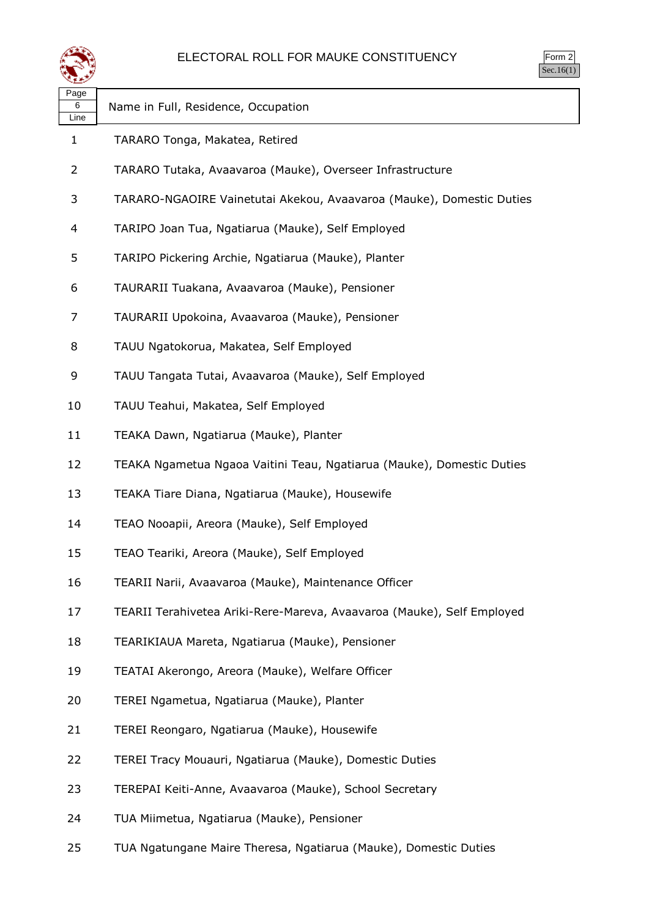# ELECTORAL ROLL FOR MAUKE CONSTITUENCY

Form 2
Sec.16(1)

| Page 6 Line | Name in Full, Residence, Occupation |
|---|---|
| 1 | TARARO Tonga, Makatea, Retired |
| 2 | TARARO Tutaka, Avaavaroa (Mauke), Overseer Infrastructure |
| 3 | TARARO-NGAOIRE Vainetutai Akekou, Avaavaroa (Mauke), Domestic Duties |
| 4 | TARIPO Joan Tua, Ngatiarua (Mauke), Self Employed |
| 5 | TARIPO Pickering Archie, Ngatiarua (Mauke), Planter |
| 6 | TAURARII Tuakana, Avaavaroa (Mauke), Pensioner |
| 7 | TAURARII Upokoina, Avaavaroa (Mauke), Pensioner |
| 8 | TAUU Ngatokorua, Makatea, Self Employed |
| 9 | TAUU Tangata Tutai, Avaavaroa (Mauke), Self Employed |
| 10 | TAUU Teahui, Makatea, Self Employed |
| 11 | TEAKA Dawn, Ngatiarua (Mauke), Planter |
| 12 | TEAKA Ngametua Ngaoa Vaitini Teau, Ngatiarua (Mauke), Domestic Duties |
| 13 | TEAKA Tiare Diana, Ngatiarua (Mauke), Housewife |
| 14 | TEAO Nooapii, Areora (Mauke), Self Employed |
| 15 | TEAO Teariki, Areora (Mauke), Self Employed |
| 16 | TEARII Narii, Avaavaroa (Mauke), Maintenance Officer |
| 17 | TEARII Terahivetea Ariki-Rere-Mareva, Avaavaroa (Mauke), Self Employed |
| 18 | TEARIKIAUA Mareta, Ngatiarua (Mauke), Pensioner |
| 19 | TEATAI Akerongo, Areora (Mauke), Welfare Officer |
| 20 | TEREI Ngametua, Ngatiarua (Mauke), Planter |
| 21 | TEREI Reongaro, Ngatiarua (Mauke), Housewife |
| 22 | TEREI Tracy Mouauri, Ngatiarua (Mauke), Domestic Duties |
| 23 | TEREPAI Keiti-Anne, Avaavaroa (Mauke), School Secretary |
| 24 | TUA Miimetua, Ngatiarua (Mauke), Pensioner |
| 25 | TUA Ngatungane Maire Theresa, Ngatiarua (Mauke), Domestic Duties |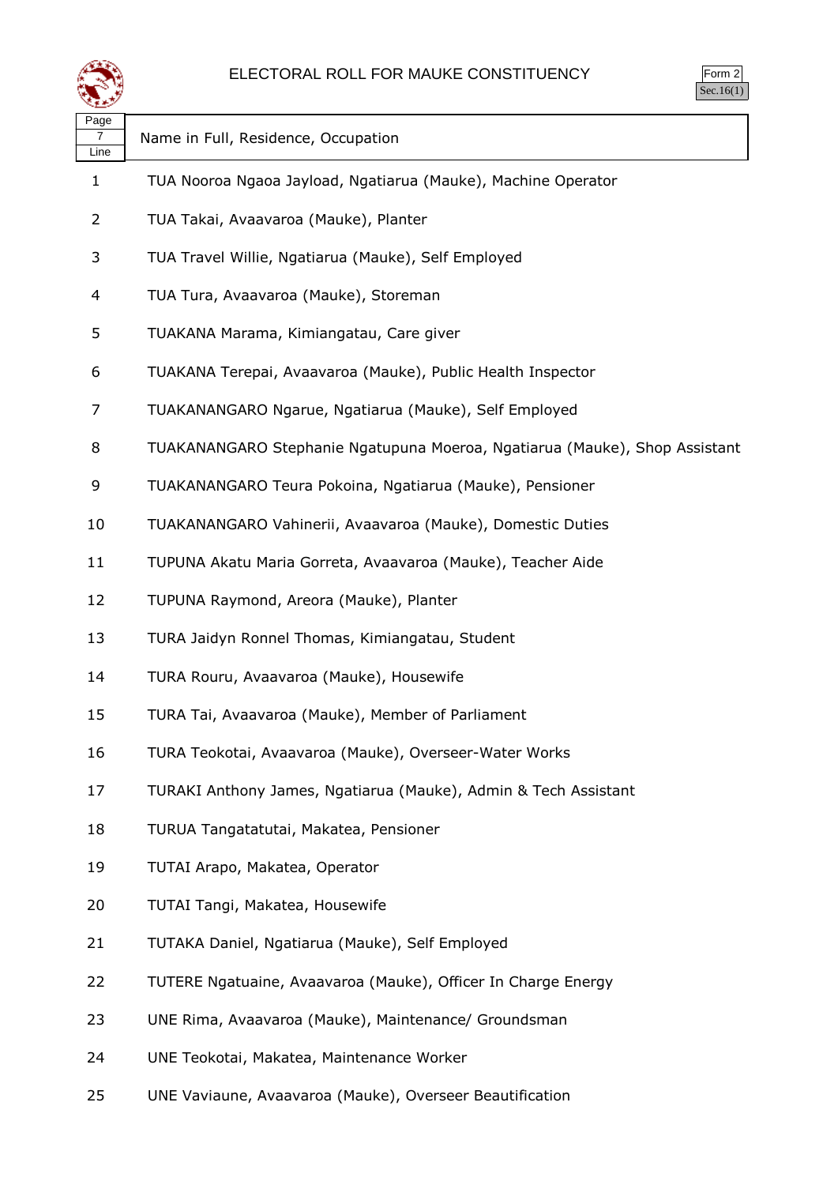# ELECTORAL ROLL FOR MAUKE CONSTITUENCY

Form 2
Sec.16(1)

| Page 7 Line | Name in Full, Residence, Occupation |
|---|---|
| 1 | TUA Nooroa Ngaoa Jayload, Ngatiarua (Mauke), Machine Operator |
| 2 | TUA Takai, Avaavaroa (Mauke), Planter |
| 3 | TUA Travel Willie, Ngatiarua (Mauke), Self Employed |
| 4 | TUA Tura, Avaavaroa (Mauke), Storeman |
| 5 | TUAKANA Marama, Kimiangatau, Care giver |
| 6 | TUAKANA Terepai, Avaavaroa (Mauke), Public Health Inspector |
| 7 | TUAKANANGARO Ngarue, Ngatiarua (Mauke), Self Employed |
| 8 | TUAKANANGARO Stephanie Ngatupuna Moeroa, Ngatiarua (Mauke), Shop Assistant |
| 9 | TUAKANANGARO Teura Pokoina, Ngatiarua (Mauke), Pensioner |
| 10 | TUAKANANGARO Vahinerii, Avaavaroa (Mauke), Domestic Duties |
| 11 | TUPUNA Akatu Maria Gorreta, Avaavaroa (Mauke), Teacher Aide |
| 12 | TUPUNA Raymond, Areora (Mauke), Planter |
| 13 | TURA Jaidyn Ronnel Thomas, Kimiangatau, Student |
| 14 | TURA Rouru, Avaavaroa (Mauke), Housewife |
| 15 | TURA Tai, Avaavaroa (Mauke), Member of Parliament |
| 16 | TURA Teokotai, Avaavaroa (Mauke), Overseer-Water Works |
| 17 | TURAKI Anthony James, Ngatiarua (Mauke), Admin & Tech Assistant |
| 18 | TURUA Tangatatutai, Makatea, Pensioner |
| 19 | TUTAI Arapo, Makatea, Operator |
| 20 | TUTAI Tangi, Makatea, Housewife |
| 21 | TUTAKA Daniel, Ngatiarua (Mauke), Self Employed |
| 22 | TUTERE Ngatuaine, Avaavaroa (Mauke), Officer In Charge Energy |
| 23 | UNE Rima, Avaavaroa (Mauke), Maintenance/ Groundsman |
| 24 | UNE Teokotai, Makatea, Maintenance Worker |
| 25 | UNE Vaviaune, Avaavaroa (Mauke), Overseer Beautification |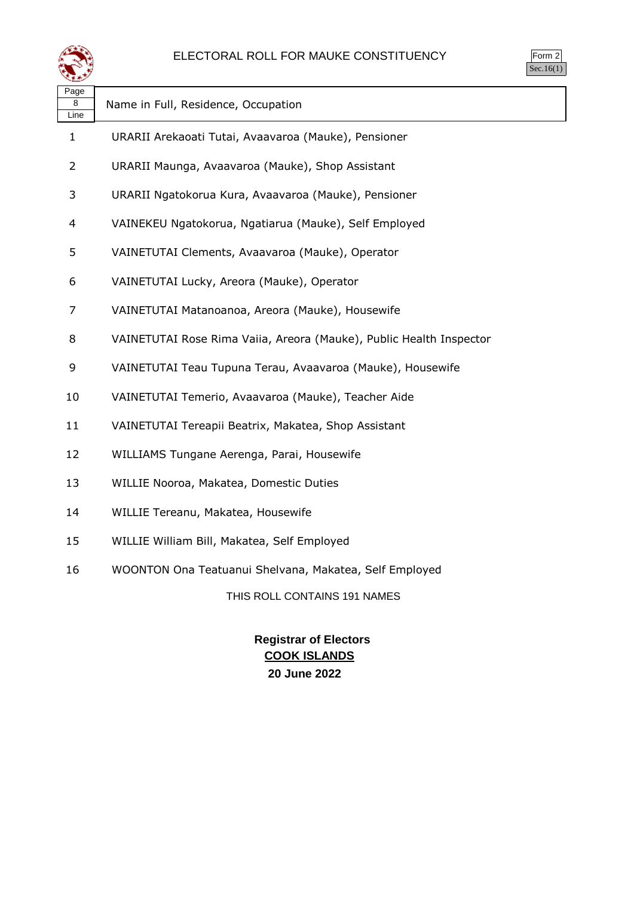# ELECTORAL ROLL FOR MAUKE CONSTITUENCY

Form 2
Sec.16(1)

| Page 8 Line | Name in Full, Residence, Occupation |
|---|---|
| 1 | URARII Arekaoati Tutai, Avaavaroa (Mauke), Pensioner |
| 2 | URARII Maunga, Avaavaroa (Mauke), Shop Assistant |
| 3 | URARII Ngatokorua Kura, Avaavaroa (Mauke), Pensioner |
| 4 | VAINEKEU Ngatokorua, Ngatiarua (Mauke), Self Employed |
| 5 | VAINETUTAI Clements, Avaavaroa (Mauke), Operator |
| 6 | VAINETUTAI Lucky, Areora (Mauke), Operator |
| 7 | VAINETUTAI Matanoanoa, Areora (Mauke), Housewife |
| 8 | VAINETUTAI Rose Rima Vaiia, Areora (Mauke), Public Health Inspector |
| 9 | VAINETUTAI Teau Tupuna Terau, Avaavaroa (Mauke), Housewife |
| 10 | VAINETUTAI Temerio, Avaavaroa (Mauke), Teacher Aide |
| 11 | VAINETUTAI Tereapii Beatrix, Makatea, Shop Assistant |
| 12 | WILLIAMS Tungane Aerenga, Parai, Housewife |
| 13 | WILLIE Nooroa, Makatea, Domestic Duties |
| 14 | WILLIE Tereanu, Makatea, Housewife |
| 15 | WILLIE William Bill, Makatea, Self Employed |
| 16 | WOONTON Ona Teatuanui Shelvana, Makatea, Self Employed |

THIS ROLL CONTAINS 191 NAMES

**Registrar of Electors**
**COOK ISLANDS**
**20 June 2022**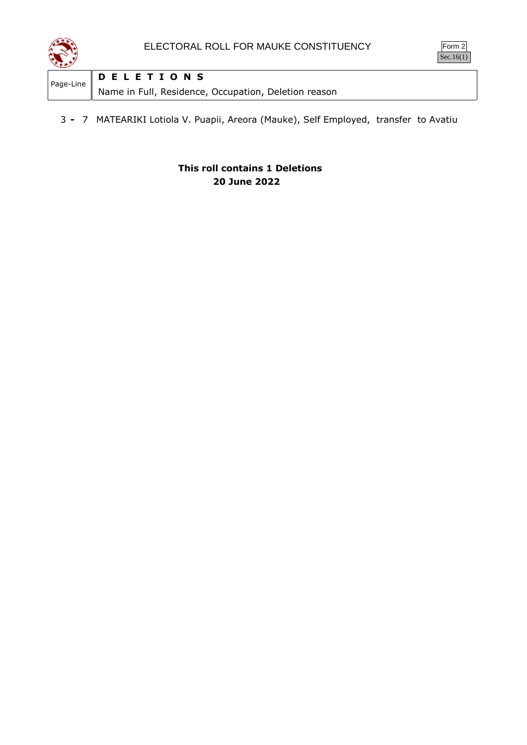ELECTORAL ROLL FOR MAUKE CONSTITUENCY

Form 2
Sec.16(1)

| Page-Line | **D E L E T I O N S**<br>Name in Full, Residence, Occupation, Deletion reason |
|---|---|
| 3 - 7 | MATEARIKI Lotiola V. Puapii, Areora (Mauke), Self Employed, transfer to Avatiu |

**This roll contains 1 Deletions**
**20 June 2022**